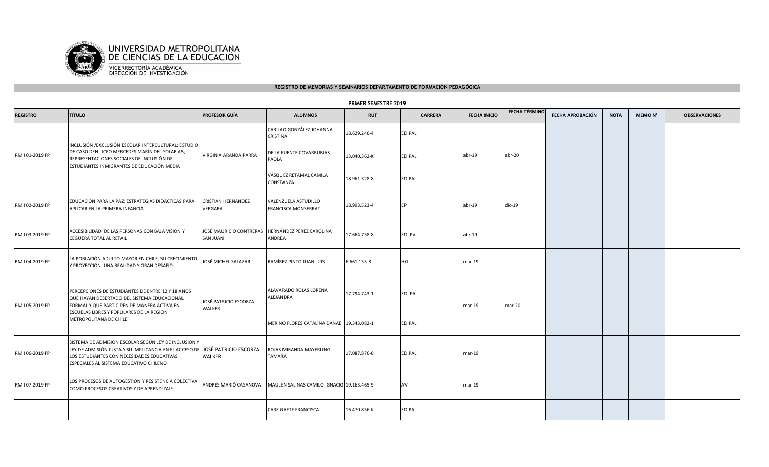UNIVERSIDAD METROPOLITANA DE CIENCIAS DE LA EDUCACIÓN

VICERRECTORÍA ACADÉMICA
DIRECCIÓN DE INVESTIGACIÓN

## REGISTRO DE MEMORIAS Y SEMINARIOS DEPARTAMENTO DE FORMACIÓN PEDAGÓGICA

### PRIMER SEMESTRE 2019

| REGISTRO | TÍTULO | PROFESOR GUÍA | ALUMNOS | RUT | CARRERA | FECHA INICIO | FECHA TÉRMINO | FECHA APROBACIÓN | NOTA | MEMO N° | OBSERVACIONES |
|---|---|---|---|---|---|---|---|---|---|---|---|
| RM I 01-2019 FP | INCLUSIÓN /EXCLUSIÓN ESCOLAR INTERCULTURAL: ESTUDIO DE CASO DEN LICEO MERCEDES MARÍN DEL SOLAR A5, REPRESENTACIONES SOCIALES DE INCLUSIÓN DE ESTUDIANTES INMIGRANTES DE EDUCACIÓN MEDIA | VIRGINIA ARANDA PARRA | CARILAO GONZÁLEZ JOHANNA CRISTINA | 18.629.246-4 | ED.PAL | abr-19 | abr-20 | | | | |
| | | | DE LA FUENTE COVARRUBIAS PAOLA | 13.040.362-K | ED.PAL | | | | | | |
| | | | VÁSQUEZ RETAMAL CAMILA CONSTANZA | 18.961.328-8 | ED.PAL | | | | | | |
| RM I 02-2019 FP | EDUCACIÓN PARA LA PAZ: ESTRATEGIAS DIDÁCTICAS PARA APLICAR EN LA PRIMERA INFANCIA | CRISTIAN HERNÁNDEZ VERGARA | VALENZUELA ASTUDILLO FRANCISCA MONSERRAT | 18.993.523-4 | EP | abr-19 | dic-19 | | | | |
| RM I 03-2019 FP | ACCESIBILIDAD DE LAS PERSONAS CON BAJA VISIÓN Y CEGUERA TOTAL AL RETAIL | JOSÉ MAURICIO CONTRERAS SAN JUAN | HERNÁNDEZ PÉREZ CAROLINA ANDREA | 17.664.738-8 | ED. PV | abr-19 | | | | | |
| RM I 04-2019 FP | LA POBLACIÓN ADULTO MAYOR EN CHILE, SU CRECIMIENTO Y PROYECCIÓN: UNA REALIDAD Y GRAN DESAFÍO | JOSÉ MICHEL SALAZAR | RAMÍREZ PINTO JUAN LUIS | 6.661.155-8 | HG | mar-19 | | | | | |
| RM I 05-2019 FP | PERCEPCIONES DE ESTUDIANTES DE ENTRE 12 Y 18 AÑOS QUE HAYAN DESERTADO DEL SISTEMA EDUCACIONAL FORMAL Y QUE PARTICIPEN DE MANERA ACTIVA EN ESCUELAS LIBRES Y POPULARES DE LA REGIÓN METROPOLITANA DE CHILE | JOSÉ PATRICIO ESCORZA WALKER | ALAVARADO ROJAS LORENA ALEJANDRA | 17.794.743-1 | ED. PAL | mar-19 | mar-20 | | | | |
| | | | MERINO FLORES CATALINA DANAE | 19.343.082-1 | ED.PAL | | | | | | |
| RM I 06-2019 FP | SISTEMA DE ADMISIÓN ESCOLAR SEGÚN LEY DE INCLUSIÓN Y LEY DE ADMISIÓN JUSTA Y SU IMPLICANCIA EN EL ACCESO DE LOS ESTUDIANTES CON NECESIDADES EDUCATIVAS ESPECIALES AL SISTEMA EDUCATIVO CHILENO | JOSÉ PATRICIO ESCORZA WALKER | ROJAS MIRANDA MAYERLING TAMARA | 17.087.876-0 | ED.PAL | mar-19 | | | | | |
| RM I 07-2019 FP | LOS PROCESOS DE AUTOGESTIÓN Y RESISTENCIA COLECTIVA COMO PROCESOS CREATIVOS Y DE APRENDIZAJE | ANDRÉS MARIÓ CASANOVA | MAULÉN SALINAS CAMILO IGNACIO | 19.163.465-9 | AV | mar-19 | | | | | |
| | | | CARE GAETE FRANCISCA | 16.470.856-K | ED.PA | | | | | | |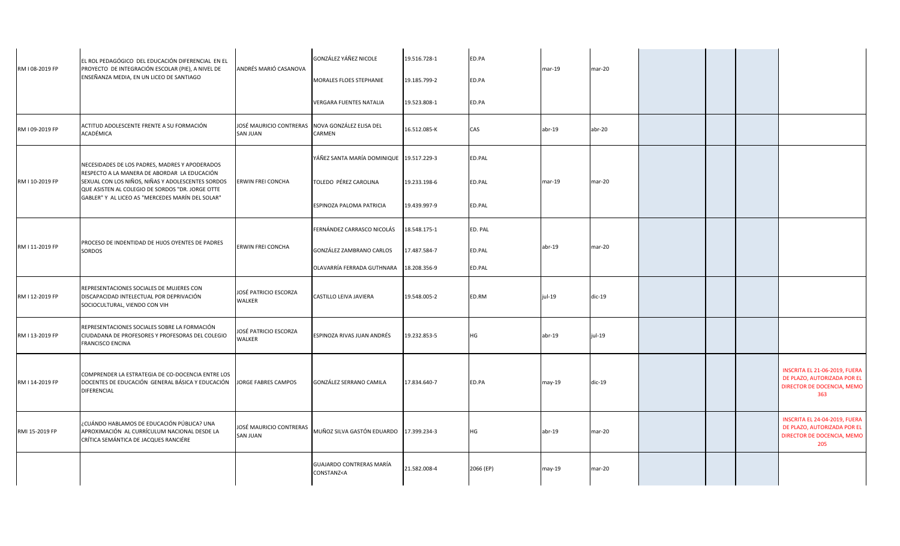| | | | | | | | | | | |
|---|---|---|---|---|---|---|---|---|---|---|
| RM I 08-2019 FP | EL ROL PEDAGÓGICO DEL EDUCACIÓN DIFERENCIAL EN EL PROYECTO DE INTEGRACIÓN ESCOLAR (PIE), A NIVEL DE ENSEÑANZA MEDIA, EN UN LICEO DE SANTIAGO | ANDRÉS MARIÓ CASANOVA | GONZÁLEZ YÁÑEZ NICOLE | 19.516.728-1 | ED.PA | mar-19 | mar-20 | | | |
| | | | MORALES FLOES STEPHANIE | 19.185.799-2 | ED.PA | | | | | |
| | | | VERGARA FUENTES NATALIA | 19.523.808-1 | ED.PA | | | | | |
| RM I 09-2019 FP | ACTITUD ADOLESCENTE FRENTE A SU FORMACIÓN ACADÉMICA | JOSÉ MAURICIO CONTRERAS SAN JUAN | NOVA GONZÁLEZ ELISA DEL CARMEN | 16.512.085-K | CAS | abr-19 | abr-20 | | | |
| RM I 10-2019 FP | NECESIDADES DE LOS PADRES, MADRES Y APODERADOS RESPECTO A LA MANERA DE ABORDAR LA EDUCACIÓN SEXUAL CON LOS NIÑOS, NIÑAS Y ADOLESCENTES SORDOS QUE ASISTEN AL COLEGIO DE SORDOS "DR. JORGE OTTE GABLER" Y AL LICEO A5 "MERCEDES MARÍN DEL SOLAR" | ERWIN FREI CONCHA | YÁÑEZ SANTA MARÍA DOMINIQUE | 19.517.229-3 | ED.PAL | mar-19 | mar-20 | | | |
| | | | TOLEDO PÉREZ CAROLINA | 19.233.198-6 | ED.PAL | | | | | |
| | | | ESPINOZA PALOMA PATRICIA | 19.439.997-9 | ED.PAL | | | | | |
| RM I 11-2019 FP | PROCESO DE INDENTIDAD DE HIJOS OYENTES DE PADRES SORDOS | ERWIN FREI CONCHA | FERNÁNDEZ CARRASCO NICOLÁS | 18.548.175-1 | ED. PAL | abr-19 | mar-20 | | | |
| | | | GONZÁLEZ ZAMBRANO CARLOS | 17.487.584-7 | ED.PAL | | | | | |
| | | | OLAVARRÍA FERRADA GUTHNARA | 18.208.356-9 | ED.PAL | | | | | |
| RM I 12-2019 FP | REPRESENTACIONES SOCIALES DE MUJERES CON DISCAPACIDAD INTELECTUAL POR DEPRIVACIÓN SOCIOCULTURAL, VIENDO CON VIH | JOSÉ PATRICIO ESCORZA WALKER | CASTILLO LEIVA JAVIERA | 19.548.005-2 | ED.RM | jul-19 | dic-19 | | | |
| RM I 13-2019 FP | REPRESENTACIONES SOCIALES SOBRE LA FORMACIÓN CIUDADANA DE PROFESORES Y PROFESORAS DEL COLEGIO FRANCISCO ENCINA | JOSÉ PATRICIO ESCORZA WALKER | ESPINOZA RIVAS JUAN ANDRÉS | 19.232.853-5 | HG | abr-19 | jul-19 | | | |
| RM I 14-2019 FP | COMPRENDER LA ESTRATEGIA DE CO-DOCENCIA ENTRE LOS DOCENTES DE EDUCACIÓN GENERAL BÁSICA Y EDUCACIÓN DIFERENCIAL | JORGE FABRES CAMPOS | GONZÁLEZ SERRANO CAMILA | 17.834.640-7 | ED.PA | may-19 | dic-19 | | | INSCRITA EL 21-06-2019, FUERA DE PLAZO, AUTORIZADA POR EL DIRECTOR DE DOCENCIA, MEMO 363 |
| RMI 15-2019 FP | ¿CUÁNDO HABLAMOS DE EDUCACIÓN PÚBLICA? UNA APROXIMACIÓN AL CURRÍCULUM NACIONAL DESDE LA CRÍTICA SEMÁNTICA DE JACQUES RANCIÉRE | JOSÉ MAURICIO CONTRERAS SAN JUAN | MUÑOZ SILVA GASTÓN EDUARDO | 17.399.234-3 | HG | abr-19 | mar-20 | | | INSCRITA EL 24-04-2019, FUERA DE PLAZO, AUTORIZADA POR EL DIRECTOR DE DOCENCIA, MEMO 205 |
| | | | GUAJARDO CONTRERAS MARÍA CONSTANZ<A | 21.582.008-4 | 2066 (EP) | may-19 | mar-20 | | | |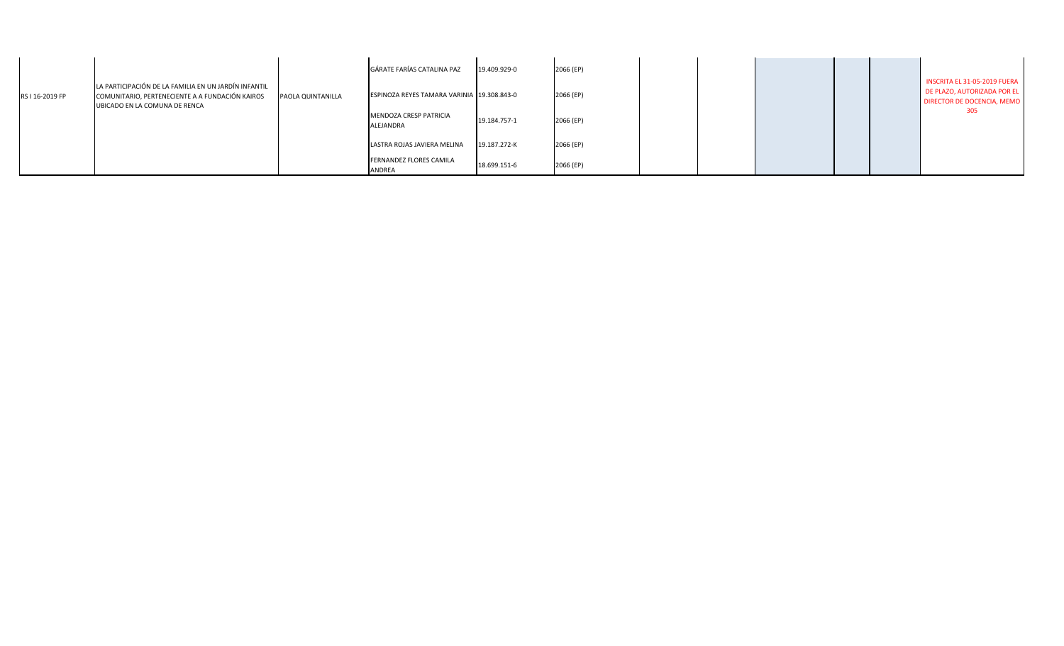| | | | | | | | | | | | |
|---|---|---|---|---|---|---|---|---|---|---|---|
| RS I 16-2019 FP | LA PARTICIPACIÓN DE LA FAMILIA EN UN JARDÍN INFANTIL COMUNITARIO, PERTENECIENTE A A FUNDACIÓN KAIROS UBICADO EN LA COMUNA DE RENCA | PAOLA QUINTANILLA | GÁRATE FARÍAS CATALINA PAZ | 19.409.929-0 | 2066 (EP) | | | | | | INSCRITA EL 31-05-2019 FUERA DE PLAZO, AUTORIZADA POR EL DIRECTOR DE DOCENCIA, MEMO 305 |
| | | | ESPINOZA REYES TAMARA VARINIA | 19.308.843-0 | 2066 (EP) | | | | | | |
| | | | MENDOZA CRESP PATRICIA ALEJANDRA | 19.184.757-1 | 2066 (EP) | | | | | | |
| | | | LASTRA ROJAS JAVIERA MELINA | 19.187.272-K | 2066 (EP) | | | | | | |
| | | | FERNANDEZ FLORES CAMILA ANDREA | 18.699.151-6 | 2066 (EP) | | | | | | |